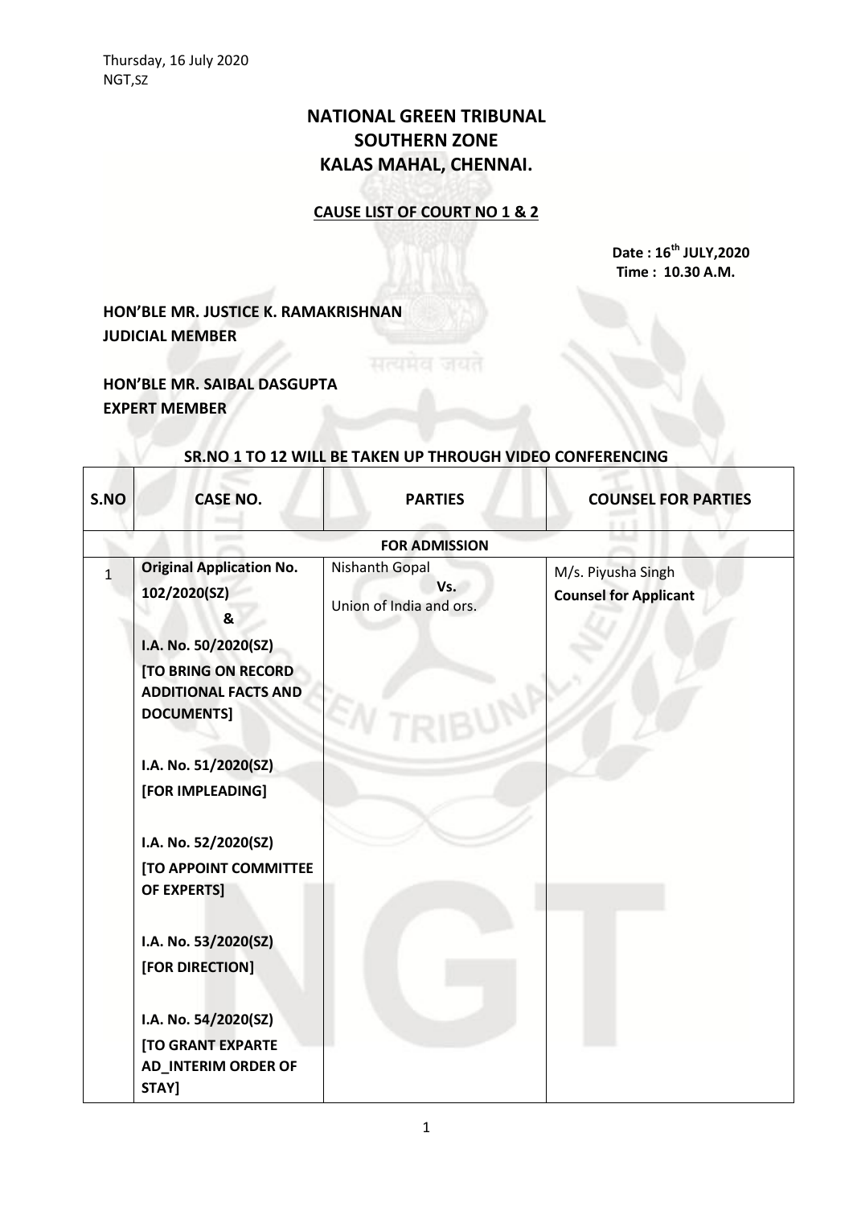Thursday, 16 July 2020
NGT,SZ

# NATIONAL GREEN TRIBUNAL
# SOUTHERN ZONE
# KALAS MAHAL, CHENNAI.

## CAUSE LIST OF COURT NO 1 & 2

**Date : 16th JULY,2020**
**Time : 10.30 A.M.**

**HON'BLE MR. JUSTICE K. RAMAKRISHNAN**
**JUDICIAL MEMBER**

**HON'BLE MR. SAIBAL DASGUPTA**
**EXPERT MEMBER**

**SR.NO 1 TO 12 WILL BE TAKEN UP THROUGH VIDEO CONFERENCING**

| S.NO | CASE NO. | PARTIES | COUNSEL FOR PARTIES |
|---|---|---|---|
| | | **FOR ADMISSION** | |
| 1 | **Original Application No. 102/2020(SZ)** **&** **I.A. No. 50/2020(SZ)** **[TO BRING ON RECORD ADDITIONAL FACTS AND DOCUMENTS]** **I.A. No. 51/2020(SZ)** **[FOR IMPLEADING]** **I.A. No. 52/2020(SZ)** **[TO APPOINT COMMITTEE OF EXPERTS]** **I.A. No. 53/2020(SZ)** **[FOR DIRECTION]** **I.A. No. 54/2020(SZ)** **[TO GRANT EXPARTE AD_INTERIM ORDER OF STAY]** | Nishanth Gopal Vs. Union of India and ors. | M/s. Piyusha Singh **Counsel for Applicant** |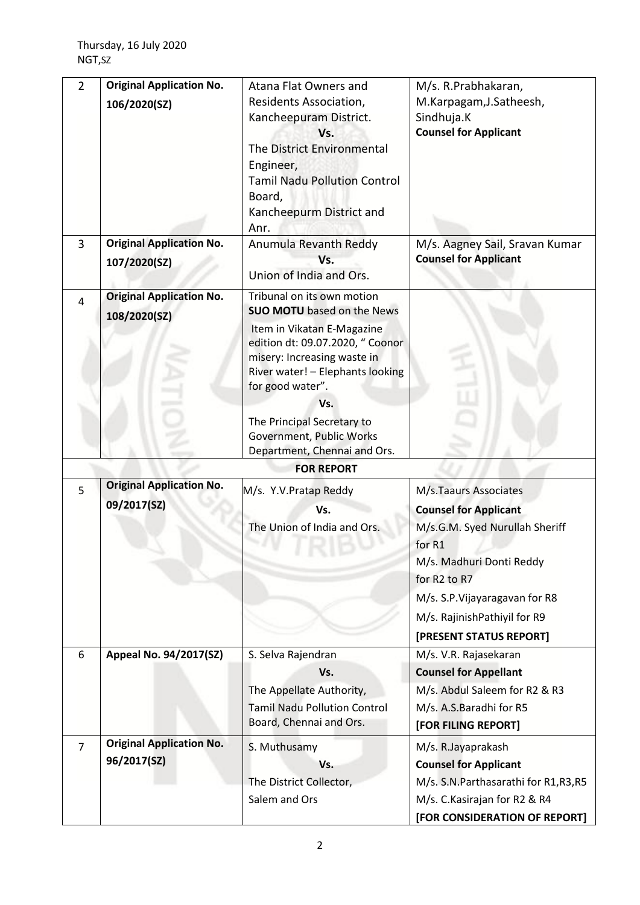| 2 | **Original Application No. 106/2020(SZ)** | Atana Flat Owners and Residents Association, Kancheepuram District.<br>**Vs.**<br>The District Environmental Engineer, Tamil Nadu Pollution Control Board, Kancheepurm District and Anr. | M/s. R.Prabhakaran, M.Karpagam,J.Satheesh, Sindhuja.K<br>**Counsel for Applicant** |
|---|---|---|---|
| 3 | **Original Application No. 107/2020(SZ)** | Anumula Revanth Reddy<br>**Vs.**<br>Union of India and Ors. | M/s. Aagney Sail, Sravan Kumar<br>**Counsel for Applicant** |
| 4 | **Original Application No. 108/2020(SZ)** | Tribunal on its own motion **SUO MOTU** based on the News Item in Vikatan E-Magazine edition dt: 09.07.2020, " Coonor misery: Increasing waste in River water! – Elephants looking for good water".<br>**Vs.**<br>The Principal Secretary to Government, Public Works Department, Chennai and Ors. | |
| | | **FOR REPORT** | |
| 5 | **Original Application No. 09/2017(SZ)** | M/s. Y.V.Pratap Reddy<br>**Vs.**<br>The Union of India and Ors. | M/s.Taaurs Associates<br>**Counsel for Applicant**<br>M/s.G.M. Syed Nurullah Sheriff for R1<br>M/s. Madhuri Donti Reddy for R2 to R7<br>M/s. S.P.Vijayaragavan for R8<br>M/s. RajinishPathiyil for R9<br>**[PRESENT STATUS REPORT]** |
| 6 | **Appeal No. 94/2017(SZ)** | S. Selva Rajendran<br>**Vs.**<br>The Appellate Authority, Tamil Nadu Pollution Control Board, Chennai and Ors. | M/s. V.R. Rajasekaran<br>**Counsel for Appellant**<br>M/s. Abdul Saleem for R2 & R3<br>M/s. A.S.Baradhi for R5<br>**[FOR FILING REPORT]** |
| 7 | **Original Application No. 96/2017(SZ)** | S. Muthusamy<br>**Vs.**<br>The District Collector, Salem and Ors | M/s. R.Jayaprakash<br>**Counsel for Applicant**<br>M/s. S.N.Parthasarathi for R1,R3,R5<br>M/s. C.Kasirajan for R2 & R4<br>**[FOR CONSIDERATION OF REPORT]** |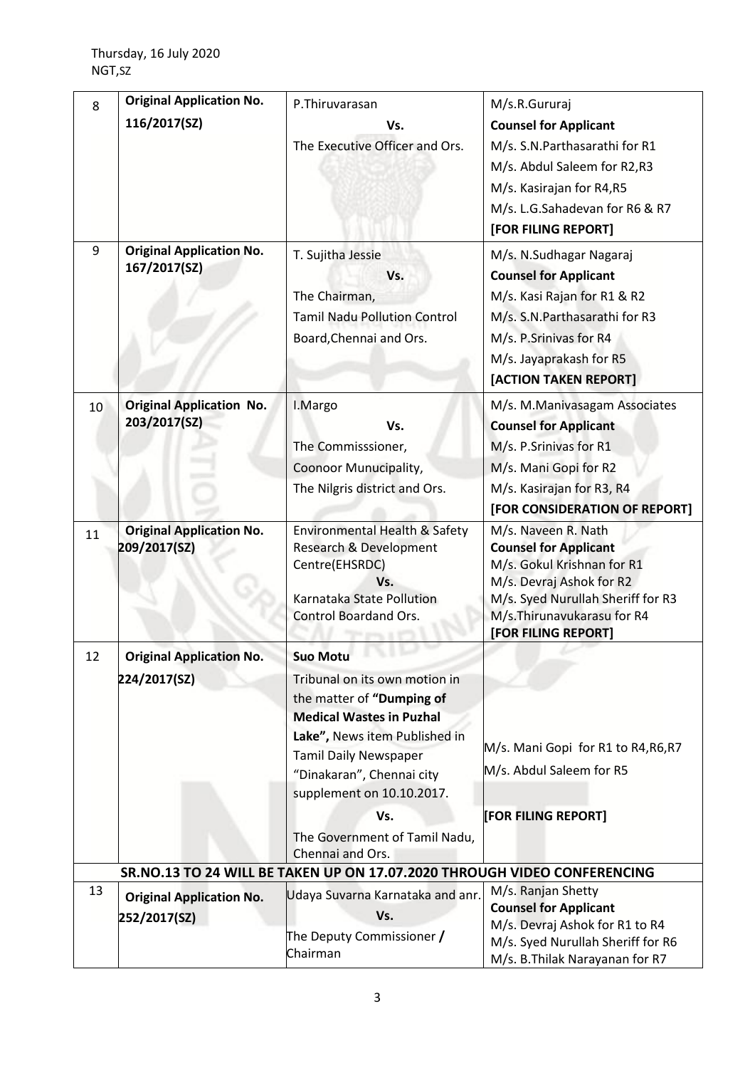Thursday, 16 July 2020
NGT,SZ

| | | | |
|---|---|---|---|
| 8 | **Original Application No. 116/2017(SZ)** | P.Thiruvarasan<br>**Vs.**<br>The Executive Officer and Ors. | M/s.R.Gururaj<br>**Counsel for Applicant**<br>M/s. S.N.Parthasarathi for R1<br>M/s. Abdul Saleem for R2,R3<br>M/s. Kasirajan for R4,R5<br>M/s. L.G.Sahadevan for R6 & R7<br>**[FOR FILING REPORT]** |
| 9 | **Original Application No. 167/2017(SZ)** | T. Sujitha Jessie<br>**Vs.**<br>The Chairman,<br>Tamil Nadu Pollution Control Board,Chennai and Ors. | M/s. N.Sudhagar Nagaraj<br>**Counsel for Applicant**<br>M/s. Kasi Rajan for R1 & R2<br>M/s. S.N.Parthasarathi for R3<br>M/s. P.Srinivas for R4<br>M/s. Jayaprakash for R5<br>**[ACTION TAKEN REPORT]** |
| 10 | **Original Application No. 203/2017(SZ)** | I.Margo<br>**Vs.**<br>The Commisssioner,<br>Coonoor Municipality,<br>The Nilgris district and Ors. | M/s. M.Manivasagam Associates<br>**Counsel for Applicant**<br>M/s. P.Srinivas for R1<br>M/s. Mani Gopi for R2<br>M/s. Kasirajan for R3, R4<br>**[FOR CONSIDERATION OF REPORT]** |
| 11 | **Original Application No. 209/2017(SZ)** | Environmental Health & Safety Research & Development Centre(EHSRDC)<br>**Vs.**<br>Karnataka State Pollution Control Boardand Ors. | M/s. Naveen R. Nath<br>**Counsel for Applicant**<br>M/s. Gokul Krishnan for R1<br>M/s. Devraj Ashok for R2<br>M/s. Syed Nurullah Sheriff for R3<br>M/s.Thirunavukarasu for R4<br>**[FOR FILING REPORT]** |
| 12 | **Original Application No. 224/2017(SZ)** | **Suo Motu**<br>Tribunal on its own motion in the matter of **"Dumping of Medical Wastes in Puzhal Lake",** News item Published in Tamil Daily Newspaper "Dinakaran", Chennai city supplement on 10.10.2017.<br>**Vs.**<br>The Government of Tamil Nadu, Chennai and Ors. | M/s. Mani Gopi for R1 to R4,R6,R7<br>M/s. Abdul Saleem for R5<br>**[FOR FILING REPORT]** |
| **SR.NO.13 TO 24 WILL BE TAKEN UP ON 17.07.2020 THROUGH VIDEO CONFERENCING** | | | |
| 13 | **Original Application No. 252/2017(SZ)** | Udaya Suvarna Karnataka and anr.<br>**Vs.**<br>The Deputy Commissioner **/** Chairman | M/s. Ranjan Shetty<br>**Counsel for Applicant**<br>M/s. Devraj Ashok for R1 to R4<br>M/s. Syed Nurullah Sheriff for R6<br>M/s. B.Thilak Narayanan for R7 |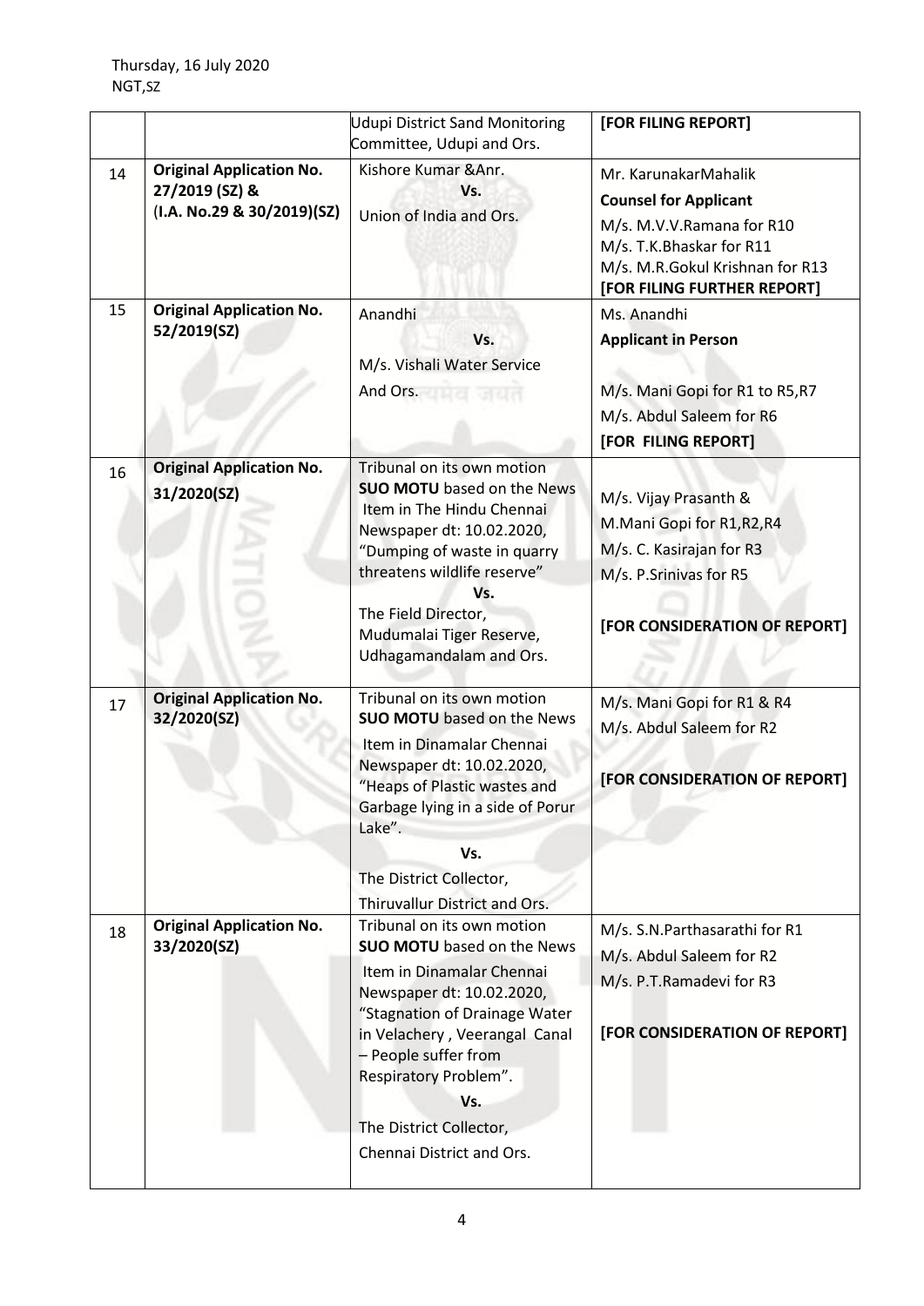| | | | |
|---|---|---|---|
| | | Udupi District Sand Monitoring Committee, Udupi and Ors. | **[FOR FILING REPORT]** |
| 14 | **Original Application No. 27/2019 (SZ) & (I.A. No.29 & 30/2019)(SZ)** | Kishore Kumar &Anr. **Vs.** Union of India and Ors. | Mr. KarunakarMahalik **Counsel for Applicant** M/s. M.V.V.Ramana for R10 M/s. T.K.Bhaskar for R11 M/s. M.R.Gokul Krishnan for R13 **[FOR FILING FURTHER REPORT]** |
| 15 | **Original Application No. 52/2019(SZ)** | Anandhi **Vs.** M/s. Vishali Water Service And Ors. | Ms. Anandhi **Applicant in Person** M/s. Mani Gopi for R1 to R5,R7 M/s. Abdul Saleem for R6 **[FOR FILING REPORT]** |
| 16 | **Original Application No. 31/2020(SZ)** | Tribunal on its own motion **SUO MOTU** based on the News Item in The Hindu Chennai Newspaper dt: 10.02.2020, "Dumping of waste in quarry threatens wildlife reserve" **Vs.** The Field Director, Mudumalai Tiger Reserve, Udhagamandalam and Ors. | M/s. Vijay Prasanth & M.Mani Gopi for R1,R2,R4 M/s. C. Kasirajan for R3 M/s. P.Srinivas for R5 **[FOR CONSIDERATION OF REPORT]** |
| 17 | **Original Application No. 32/2020(SZ)** | Tribunal on its own motion **SUO MOTU** based on the News Item in Dinamalar Chennai Newspaper dt: 10.02.2020, "Heaps of Plastic wastes and Garbage lying in a side of Porur Lake". **Vs.** The District Collector, Thiruvallur District and Ors. | M/s. Mani Gopi for R1 & R4 M/s. Abdul Saleem for R2 **[FOR CONSIDERATION OF REPORT]** |
| 18 | **Original Application No. 33/2020(SZ)** | Tribunal on its own motion **SUO MOTU** based on the News Item in Dinamalar Chennai Newspaper dt: 10.02.2020, "Stagnation of Drainage Water in Velachery , Veerangal Canal – People suffer from Respiratory Problem". **Vs.** The District Collector, Chennai District and Ors. | M/s. S.N.Parthasarathi for R1 M/s. Abdul Saleem for R2 M/s. P.T.Ramadevi for R3 **[FOR CONSIDERATION OF REPORT]** |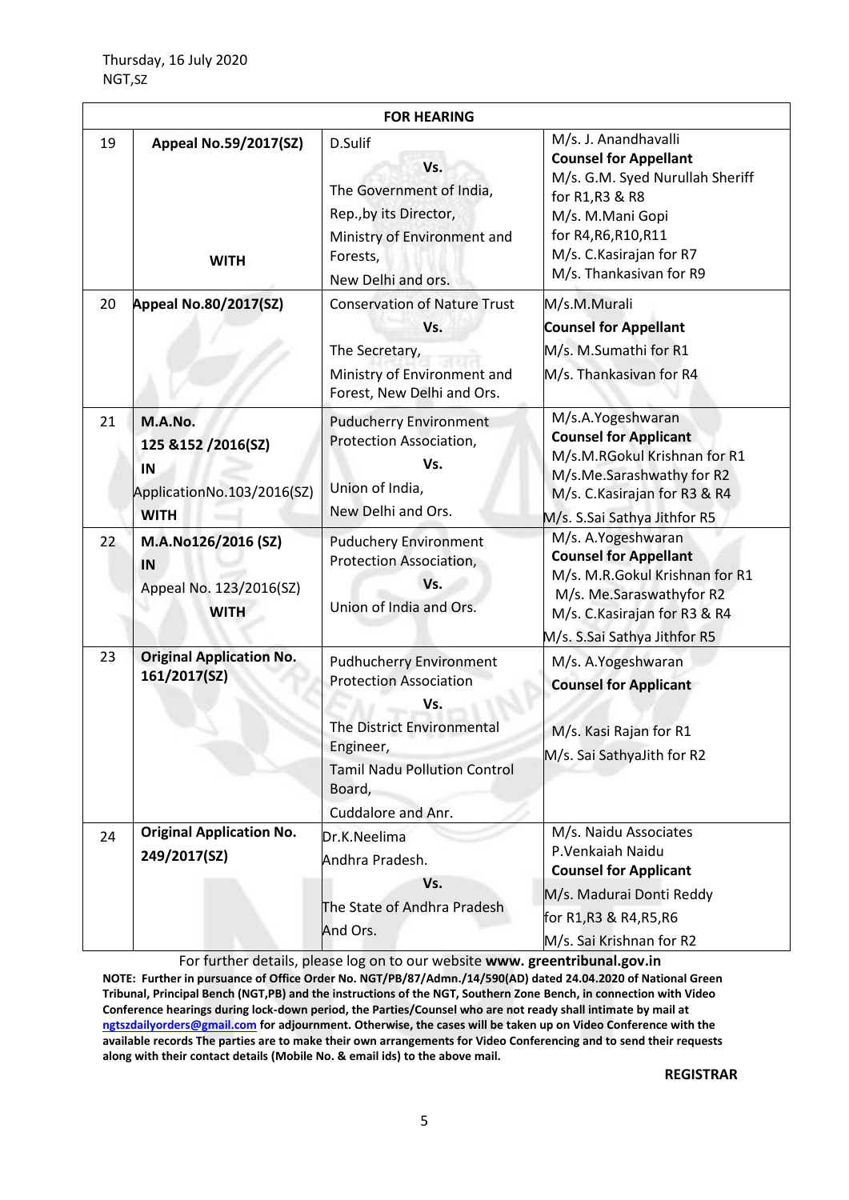Thursday, 16 July 2020
NGT,SZ

| FOR HEARING | | | |
|---|---|---|---|
| 19 | **Appeal No.59/2017(SZ)** <br><br> **WITH** | D.Sulif <br> **Vs.** <br> The Government of India, Rep.,by its Director, Ministry of Environment and Forests, New Delhi and ors. | M/s. J. Anandhavalli <br> **Counsel for Appellant** <br> M/s. G.M. Syed Nurullah Sheriff for R1,R3 & R8 <br> M/s. M.Mani Gopi for R4,R6,R10,R11 <br> M/s. C.Kasirajan for R7 <br> M/s. Thankasivan for R9 |
| 20 | **Appeal No.80/2017(SZ)** | Conservation of Nature Trust <br> **Vs.** <br> The Secretary, Ministry of Environment and Forest, New Delhi and Ors. | M/s.M.Murali <br> **Counsel for Appellant** <br> M/s. M.Sumathi for R1 <br> M/s. Thankasivan for R4 |
| 21 | **M.A.No. 125 &152 /2016(SZ) IN** ApplicationNo.103/2016(SZ) **WITH** | Puducherry Environment Protection Association, <br> **Vs.** <br> Union of India, New Delhi and Ors. | M/s.A.Yogeshwaran <br> **Counsel for Applicant** <br> M/s.M.RGokul Krishnan for R1 <br> M/s.Me.Sarashwathy for R2 <br> M/s. C.Kasirajan for R3 & R4 <br> M/s. S.Sai Sathya Jithfor R5 |
| 22 | **M.A.No126/2016 (SZ) IN** Appeal No. 123/2016(SZ) **WITH** | Puduchery Environment Protection Association, <br> **Vs.** <br> Union of India and Ors. | M/s. A.Yogeshwaran <br> **Counsel for Appellant** <br> M/s. M.R.Gokul Krishnan for R1 <br> M/s. Me.Saraswathyfor R2 <br> M/s. C.Kasirajan for R3 & R4 <br> M/s. S.Sai Sathya Jithfor R5 |
| 23 | **Original Application No. 161/2017(SZ)** | Pudhucherry Environment Protection Association <br> **Vs.** <br> The District Environmental Engineer, Tamil Nadu Pollution Control Board, Cuddalore and Anr. | M/s. A.Yogeshwaran <br> **Counsel for Applicant** <br> M/s. Kasi Rajan for R1 <br> M/s. Sai SathyaJith for R2 |
| 24 | **Original Application No. 249/2017(SZ)** | Dr.K.Neelima Andhra Pradesh. <br> **Vs.** <br> The State of Andhra Pradesh And Ors. | M/s. Naidu Associates P.Venkaiah Naidu <br> **Counsel for Applicant** <br> M/s. Madurai Donti Reddy for R1,R3 & R4,R5,R6 <br> M/s. Sai Krishnan for R2 |

For further details, please log on to our website **www. greentribunal.gov.in**

**NOTE: Further in pursuance of Office Order No. NGT/PB/87/Admn./14/590(AD) dated 24.04.2020 of National Green Tribunal, Principal Bench (NGT,PB) and the instructions of the NGT, Southern Zone Bench, in connection with Video Conference hearings during lock-down period, the Parties/Counsel who are not ready shall intimate by mail at ngtszdailyorders@gmail.com for adjournment. Otherwise, the cases will be taken up on Video Conference with the available records The parties are to make their own arrangements for Video Conferencing and to send their requests along with their contact details (Mobile No. & email ids) to the above mail.**

**REGISTRAR**